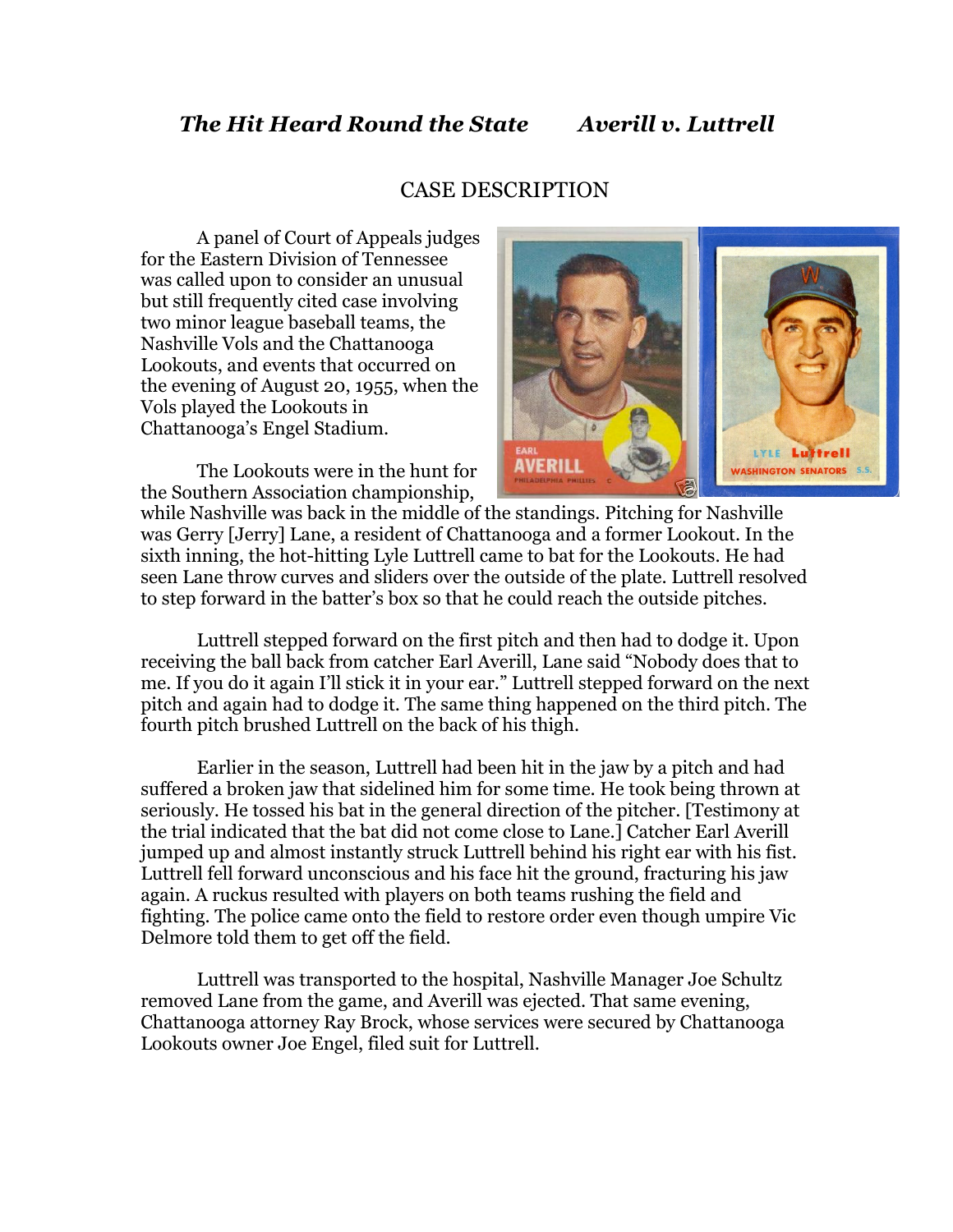## *The Hit Heard Round the State* *Averill v. Luttrell*

### CASE DESCRIPTION

A panel of Court of Appeals judges for the Eastern Division of Tennessee was called upon to consider an unusual but still frequently cited case involving two minor league baseball teams, the Nashville Vols and the Chattanooga Lookouts, and events that occurred on the evening of August 20, 1955, when the Vols played the Lookouts in Chattanooga's Engel Stadium.

The Lookouts were in the hunt for the Southern Association championship, while Nashville was back in the middle of the standings. Pitching for Nashville was Gerry [Jerry] Lane, a resident of Chattanooga and a former Lookout. In the sixth inning, the hot-hitting Lyle Luttrell came to bat for the Lookouts. He had seen Lane throw curves and sliders over the outside of the plate. Luttrell resolved to step forward in the batter's box so that he could reach the outside pitches.

Luttrell stepped forward on the first pitch and then had to dodge it. Upon receiving the ball back from catcher Earl Averill, Lane said "Nobody does that to me. If you do it again I'll stick it in your ear." Luttrell stepped forward on the next pitch and again had to dodge it. The same thing happened on the third pitch. The fourth pitch brushed Luttrell on the back of his thigh.

Earlier in the season, Luttrell had been hit in the jaw by a pitch and had suffered a broken jaw that sidelined him for some time. He took being thrown at seriously. He tossed his bat in the general direction of the pitcher. [Testimony at the trial indicated that the bat did not come close to Lane.] Catcher Earl Averill jumped up and almost instantly struck Luttrell behind his right ear with his fist. Luttrell fell forward unconscious and his face hit the ground, fracturing his jaw again. A ruckus resulted with players on both teams rushing the field and fighting. The police came onto the field to restore order even though umpire Vic Delmore told them to get off the field.

Luttrell was transported to the hospital, Nashville Manager Joe Schultz removed Lane from the game, and Averill was ejected. That same evening, Chattanooga attorney Ray Brock, whose services were secured by Chattanooga Lookouts owner Joe Engel, filed suit for Luttrell.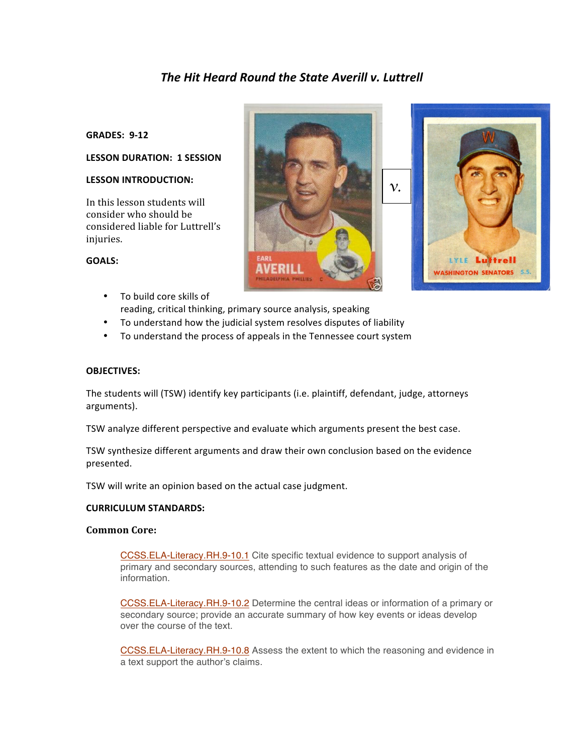## *The Hit Heard Round the State Averill v. Luttrell*

**GRADES: 9-12**

**LESSON DURATION: 1 SESSION**

**LESSON INTRODUCTION:**

In this lesson students will consider who should be considered liable for Luttrell's injuries.

**GOALS:**

- To build core skills of reading, critical thinking, primary source analysis, speaking
- To understand how the judicial system resolves disputes of liability
- To understand the process of appeals in the Tennessee court system

**OBJECTIVES:**

The students will (TSW) identify key participants (i.e. plaintiff, defendant, judge, attorneys arguments).

TSW analyze different perspective and evaluate which arguments present the best case.

TSW synthesize different arguments and draw their own conclusion based on the evidence presented.

TSW will write an opinion based on the actual case judgment.

**CURRICULUM STANDARDS:**

**Common Core:**

CCSS.ELA-Literacy.RH.9-10.1 Cite specific textual evidence to support analysis of primary and secondary sources, attending to such features as the date and origin of the information.

CCSS.ELA-Literacy.RH.9-10.2 Determine the central ideas or information of a primary or secondary source; provide an accurate summary of how key events or ideas develop over the course of the text.

CCSS.ELA-Literacy.RH.9-10.8 Assess the extent to which the reasoning and evidence in a text support the author's claims.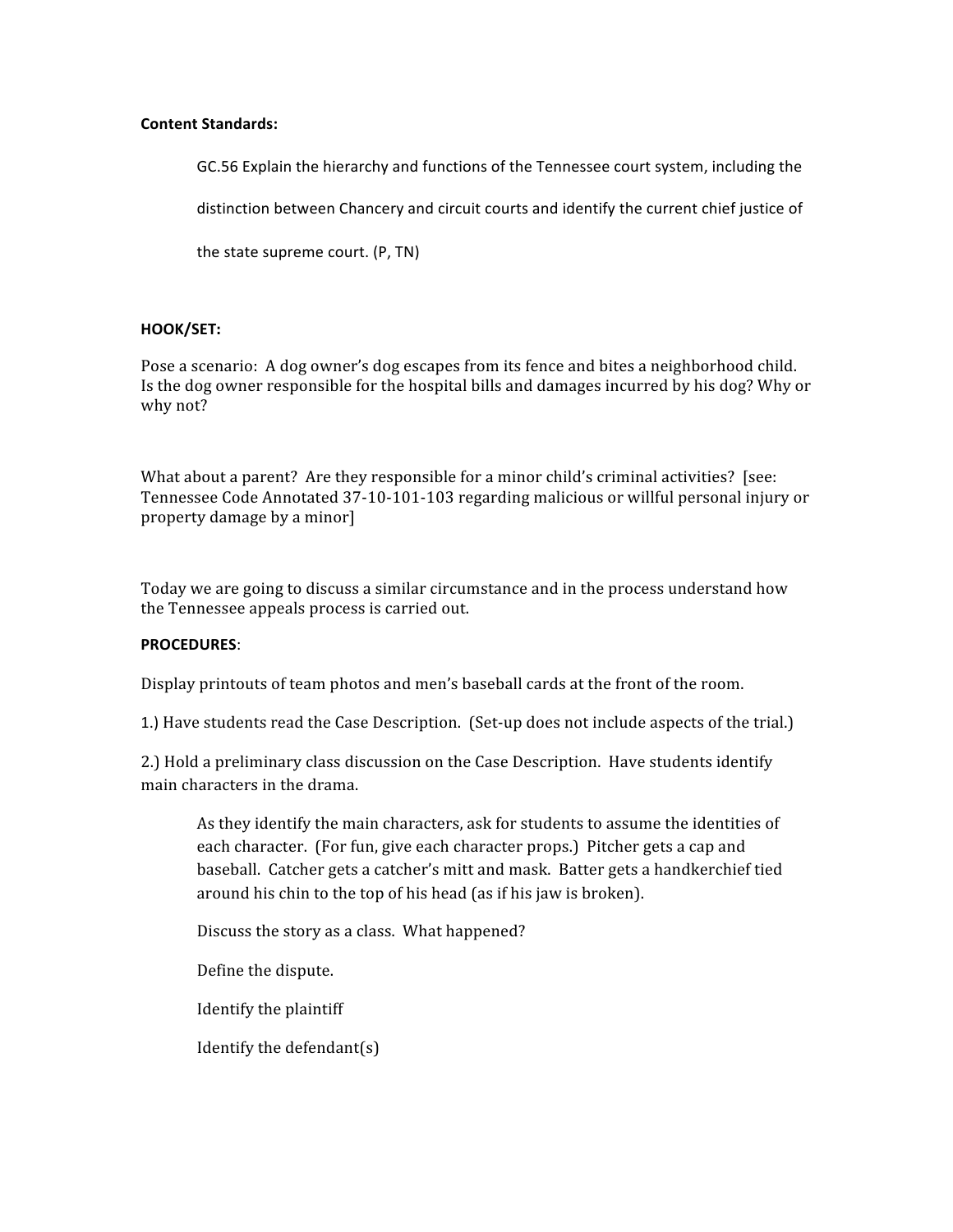**Content Standards:**

> GC.56 Explain the hierarchy and functions of the Tennessee court system, including the distinction between Chancery and circuit courts and identify the current chief justice of the state supreme court. (P, TN)

**HOOK/SET:**

Pose a scenario: A dog owner's dog escapes from its fence and bites a neighborhood child. Is the dog owner responsible for the hospital bills and damages incurred by his dog? Why or why not?

What about a parent? Are they responsible for a minor child's criminal activities? [see: Tennessee Code Annotated 37-10-101-103 regarding malicious or willful personal injury or property damage by a minor]

Today we are going to discuss a similar circumstance and in the process understand how the Tennessee appeals process is carried out.

**PROCEDURES**:

Display printouts of team photos and men's baseball cards at the front of the room.

1.) Have students read the Case Description. (Set-up does not include aspects of the trial.)

2.) Hold a preliminary class discussion on the Case Description. Have students identify main characters in the drama.

> As they identify the main characters, ask for students to assume the identities of each character. (For fun, give each character props.) Pitcher gets a cap and baseball. Catcher gets a catcher's mitt and mask. Batter gets a handkerchief tied around his chin to the top of his head (as if his jaw is broken).
>
> Discuss the story as a class. What happened?
>
> Define the dispute.
>
> Identify the plaintiff
>
> Identify the defendant(s)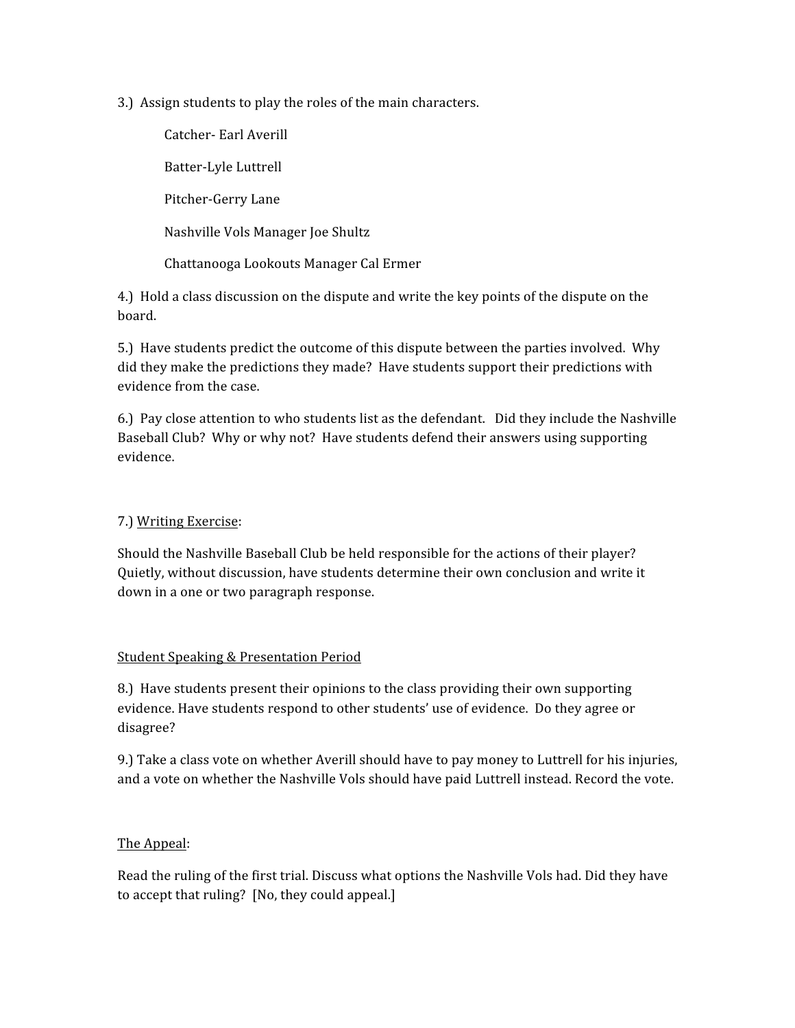3.) Assign students to play the roles of the main characters.

Catcher- Earl Averill

Batter-Lyle Luttrell

Pitcher-Gerry Lane

Nashville Vols Manager Joe Shultz

Chattanooga Lookouts Manager Cal Ermer

4.) Hold a class discussion on the dispute and write the key points of the dispute on the board.

5.) Have students predict the outcome of this dispute between the parties involved. Why did they make the predictions they made? Have students support their predictions with evidence from the case.

6.) Pay close attention to who students list as the defendant. Did they include the Nashville Baseball Club? Why or why not? Have students defend their answers using supporting evidence.

7.) <u>Writing Exercise</u>:

Should the Nashville Baseball Club be held responsible for the actions of their player? Quietly, without discussion, have students determine their own conclusion and write it down in a one or two paragraph response.

<u>Student Speaking & Presentation Period</u>

8.) Have students present their opinions to the class providing their own supporting evidence. Have students respond to other students' use of evidence. Do they agree or disagree?

9.) Take a class vote on whether Averill should have to pay money to Luttrell for his injuries, and a vote on whether the Nashville Vols should have paid Luttrell instead. Record the vote.

<u>The Appeal</u>:

Read the ruling of the first trial. Discuss what options the Nashville Vols had. Did they have to accept that ruling? [No, they could appeal.]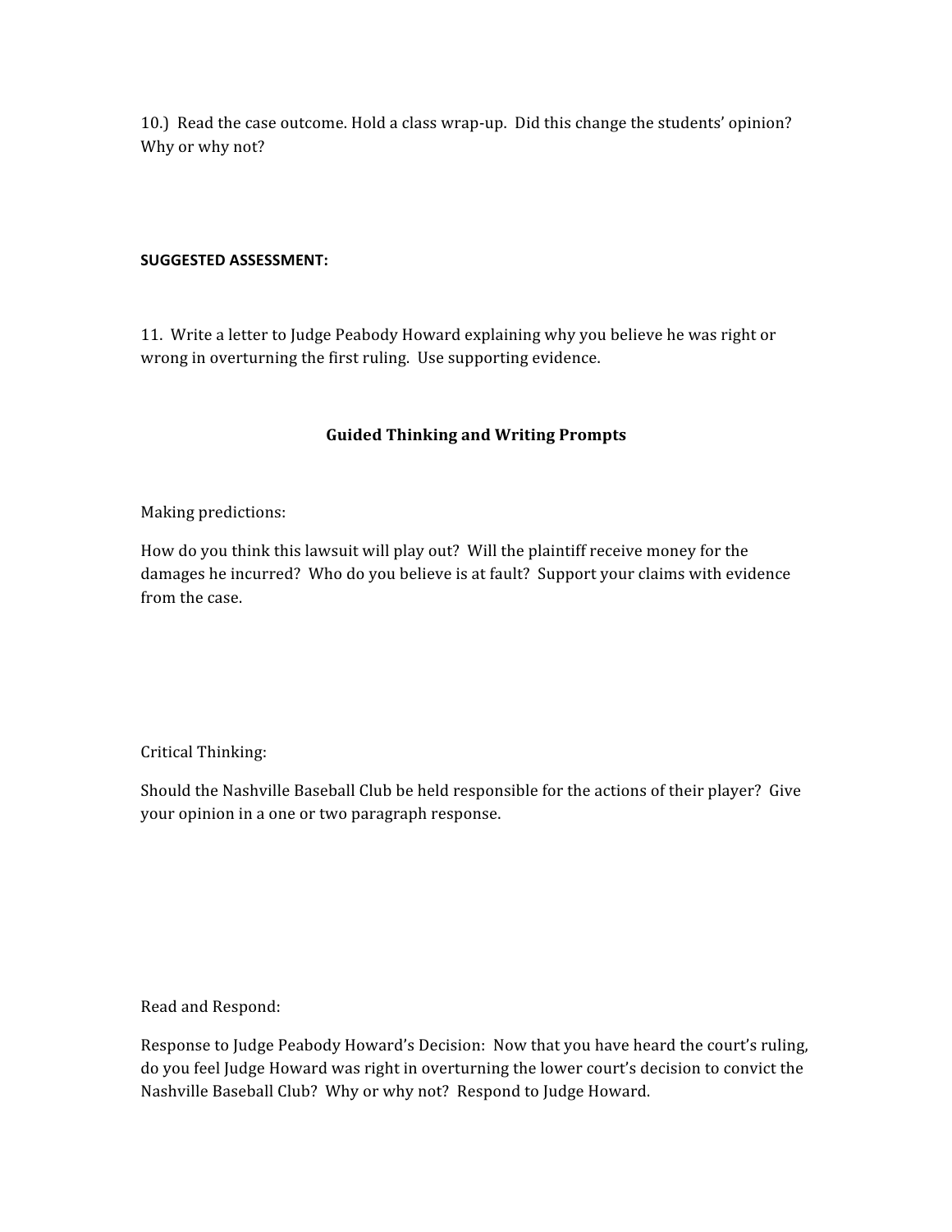10.) Read the case outcome. Hold a class wrap-up. Did this change the students' opinion? Why or why not?

**SUGGESTED ASSESSMENT:**

11. Write a letter to Judge Peabody Howard explaining why you believe he was right or wrong in overturning the first ruling. Use supporting evidence.

## Guided Thinking and Writing Prompts

Making predictions:

How do you think this lawsuit will play out? Will the plaintiff receive money for the damages he incurred? Who do you believe is at fault? Support your claims with evidence from the case.

Critical Thinking:

Should the Nashville Baseball Club be held responsible for the actions of their player? Give your opinion in a one or two paragraph response.

Read and Respond:

Response to Judge Peabody Howard's Decision: Now that you have heard the court's ruling, do you feel Judge Howard was right in overturning the lower court's decision to convict the Nashville Baseball Club? Why or why not? Respond to Judge Howard.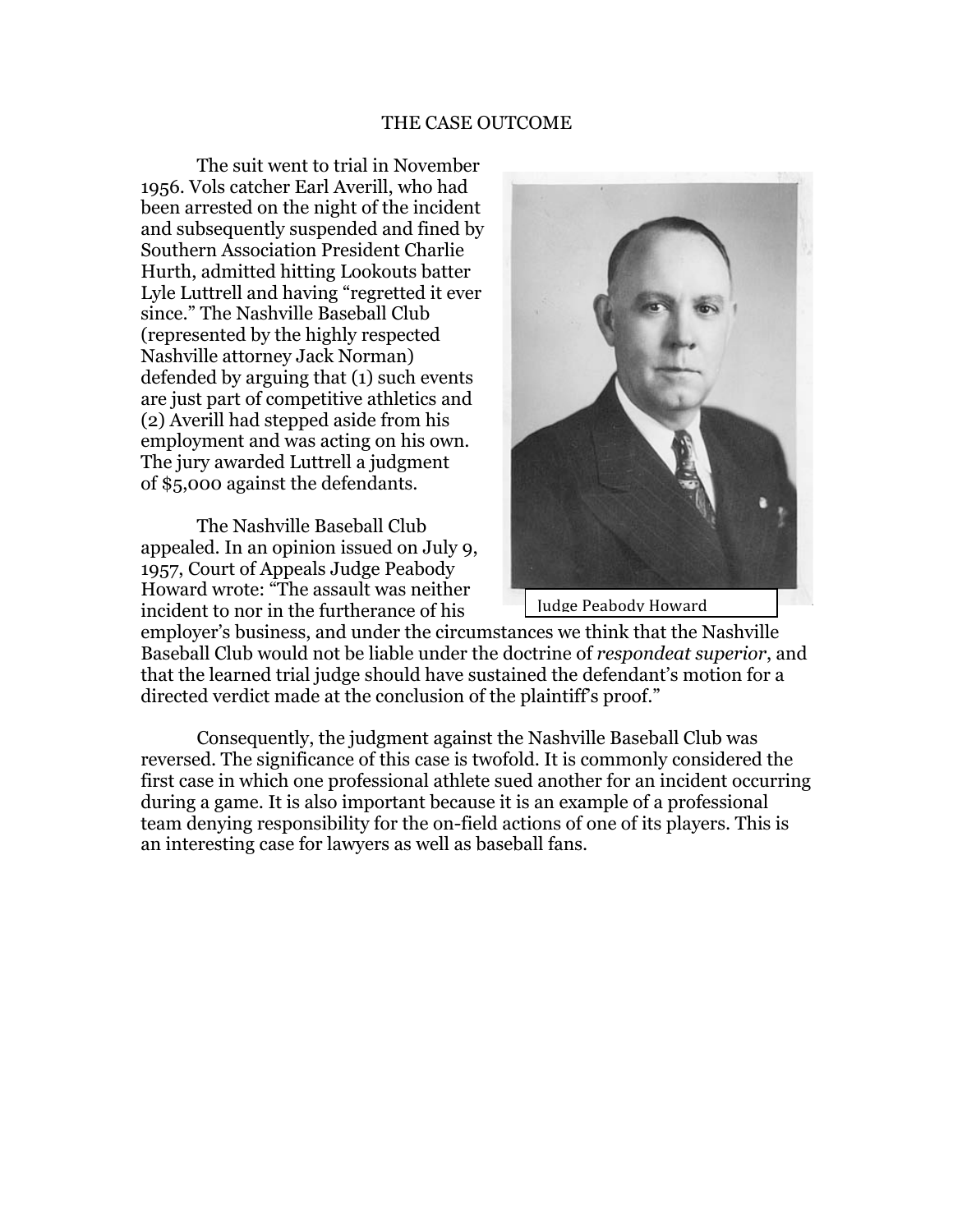## THE CASE OUTCOME

The suit went to trial in November 1956. Vols catcher Earl Averill, who had been arrested on the night of the incident and subsequently suspended and fined by Southern Association President Charlie Hurth, admitted hitting Lookouts batter Lyle Luttrell and having "regretted it ever since." The Nashville Baseball Club (represented by the highly respected Nashville attorney Jack Norman) defended by arguing that (1) such events are just part of competitive athletics and (2) Averill had stepped aside from his employment and was acting on his own. The jury awarded Luttrell a judgment of $5,000 against the defendants.

Judge Peabody Howard

The Nashville Baseball Club appealed. In an opinion issued on July 9, 1957, Court of Appeals Judge Peabody Howard wrote: "The assault was neither incident to nor in the furtherance of his employer's business, and under the circumstances we think that the Nashville Baseball Club would not be liable under the doctrine of *respondeat superior*, and that the learned trial judge should have sustained the defendant's motion for a directed verdict made at the conclusion of the plaintiff's proof."

Consequently, the judgment against the Nashville Baseball Club was reversed. The significance of this case is twofold. It is commonly considered the first case in which one professional athlete sued another for an incident occurring during a game. It is also important because it is an example of a professional team denying responsibility for the on-field actions of one of its players. This is an interesting case for lawyers as well as baseball fans.